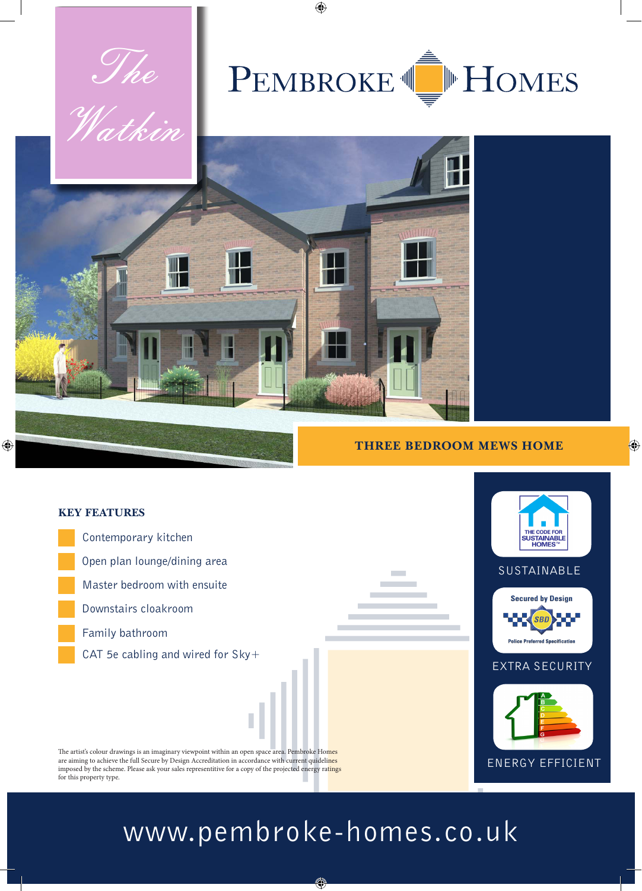# The Watkin

## PEMBROKE HOMES

**THREE BEDROOM MEWS HOME**

### KEY FEATURES

- Contemporary kitchen
- Open plan lounge/dining area
- Master bedroom with ensuite
- Downstairs cloakroom
- Family bathroom
- CAT 5e cabling and wired for Sky+

THE CODE FOR SUSTAINABLE HOMES™

SUSTAINABLE

Secured by Design

SBD

Police Preferred Specification

EXTRA SECURITY

ENERGY EFFICIENT

The artist's colour drawings is an imaginary viewpoint within an open space area. Pembroke Homes are aiming to achieve the full Secure by Design Accreditation in accordance with current quidelines imposed by the scheme. Please ask your sales representitive for a copy of the projected energy ratings for this property type.

www.pembroke-homes.co.uk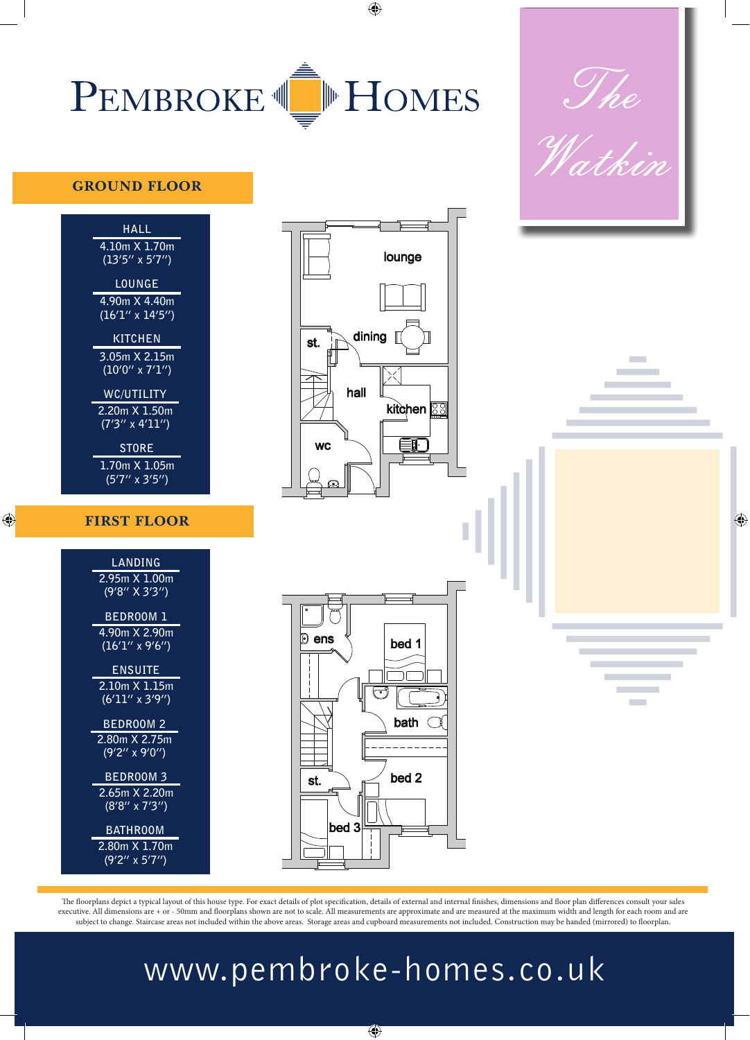# PEMBROKE HOMES

*The Watkin*

## GROUND FLOOR

| Room | Metric | Imperial |
|---|---|---|
| HALL | 4.10m X 1.70m | (13'5" x 5'7") |
| LOUNGE | 4.90m X 4.40m | (16'1" x 14'5") |
| KITCHEN | 3.05m X 2.15m | (10'0" x 7'1") |
| WC/UTILITY | 2.20m X 1.50m | (7'3" x 4'11") |
| STORE | 1.70m X 1.05m | (5'7" x 3'5") |

lounge
st.
dining
hall
kitchen
wc

## FIRST FLOOR

| Room | Metric | Imperial |
|---|---|---|
| LANDING | 2.95m X 1.00m | (9'8" X 3'3") |
| BEDROOM 1 | 4.90m X 2.90m | (16'1" x 9'6") |
| ENSUITE | 2.10m X 1.15m | (6'11" x 3'9") |
| BEDROOM 2 | 2.80m X 2.75m | (9'2" x 9'0") |
| BEDROOM 3 | 2.65m X 2.20m | (8'8" x 7'3") |
| BATHROOM | 2.80m X 1.70m | (9'2" x 5'7") |

ens
bed 1
bath
st.
bed 2
bed 3

The floorplans depict a typical layout of this house type. For exact details of plot specification, details of external and internal finishes, dimensions and floor plan differences consult your sales executive. All dimensions are + or - 50mm and floorplans shown are not to scale. All measurements are approximate and are measured at the maximum width and length for each room and are subject to change. Staircase areas not included within the above areas. Storage areas and cupboard measurements not included. Construction may be handed (mirrored) to floorplan.

www.pembroke-homes.co.uk